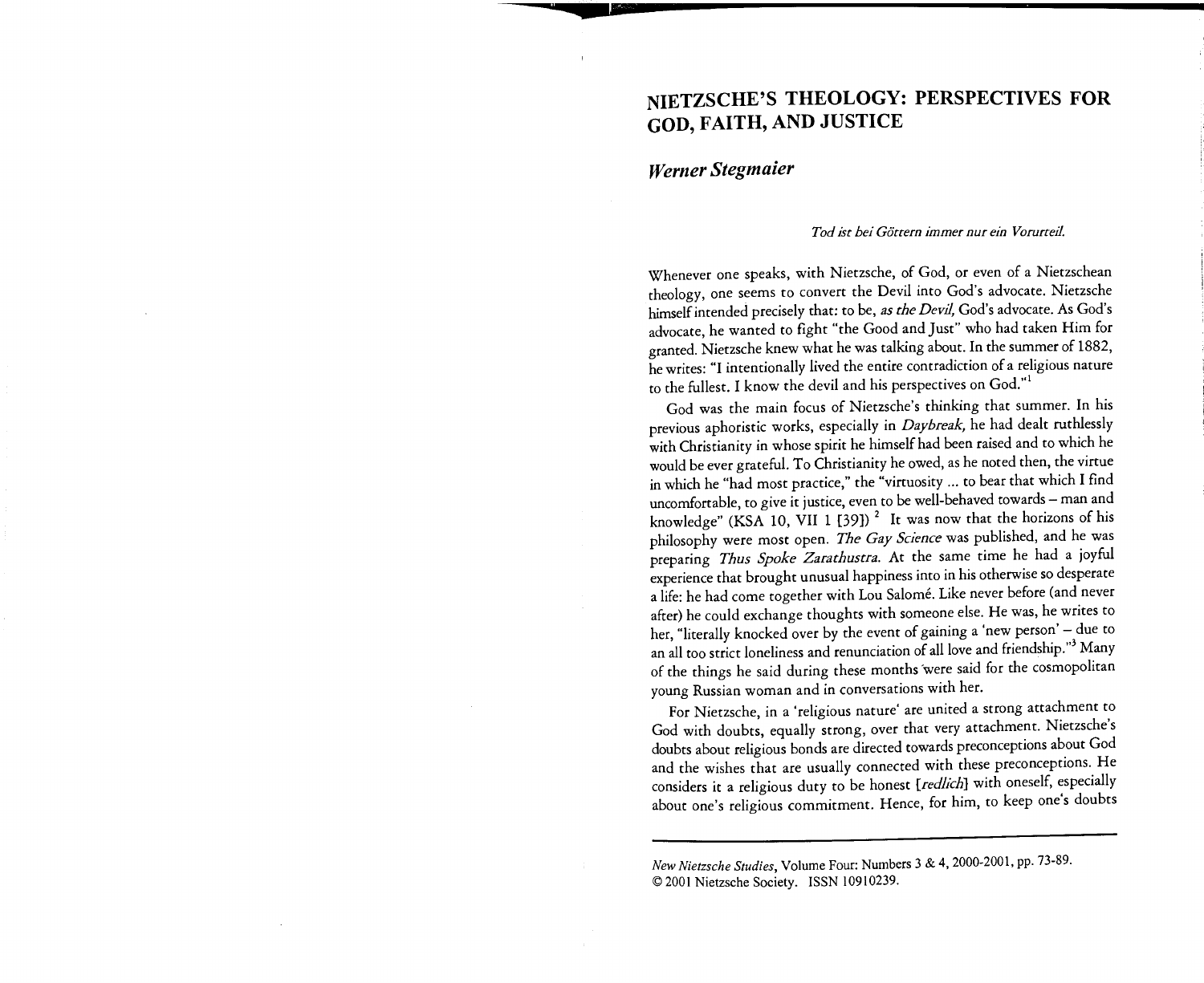# NIETZSCHE'S THEOLOGY: PERSPECTIVES FOR GOD, FAITH, AND JUSTICE

## *Werner Stegmaier*

*Tod ist bei Göttern immer nur ein Vorurteil.*

Whenever one speaks, with Nietzsche, of God, or even of a Nietzschean theology, one seems to convert the Devil into God's advocate. Nietzsche himself intended precisely that: to be, *as the Devil,* God's advocate. As God's advocate, he wanted to fight "the Good and Just" who had taken Him for granted. Nietzsche knew what he was talking about. In the summer of 1882, he writes: "I intentionally lived the entire contradiction of a religious nature to the fullest. I know the devil and his perspectives on God."[1]

God was the main focus of Nietzsche's thinking that summer. In his previous aphoristic works, especially in *Daybreak,* he had dealt ruthlessly with Christianity in whose spirit he himself had been raised and to which he would be ever grateful. To Christianity he owed, as he noted then, the virtue in which he "had most practice," the "virtuosity ... to bear that which I find uncomfortable, to give it justice, even to be well-behaved towards – man and knowledge" (KSA 10, VII 1 [39])[2] It was now that the horizons of his philosophy were most open. *The Gay Science* was published, and he was preparing *Thus Spoke Zarathustra.* At the same time he had a joyful experience that brought unusual happiness into in his otherwise so desperate a life: he had come together with Lou Salomé. Like never before (and never after) he could exchange thoughts with someone else. He was, he writes to her, "literally knocked over by the event of gaining a 'new person' – due to an all too strict loneliness and renunciation of all love and friendship."[3] Many of the things he said during these months were said for the cosmopolitan young Russian woman and in conversations with her.

For Nietzsche, in a 'religious nature' are united a strong attachment to God with doubts, equally strong, over that very attachment. Nietzsche's doubts about religious bonds are directed towards preconceptions about God and the wishes that are usually connected with these preconceptions. He considers it a religious duty to be honest [*redlich*] with oneself, especially about one's religious commitment. Hence, for him, to keep one's doubts

*New Nietzsche Studies*, Volume Four: Numbers 3 & 4, 2000-2001, pp. 73-89.
© 2001 Nietzsche Society. ISSN 10910239.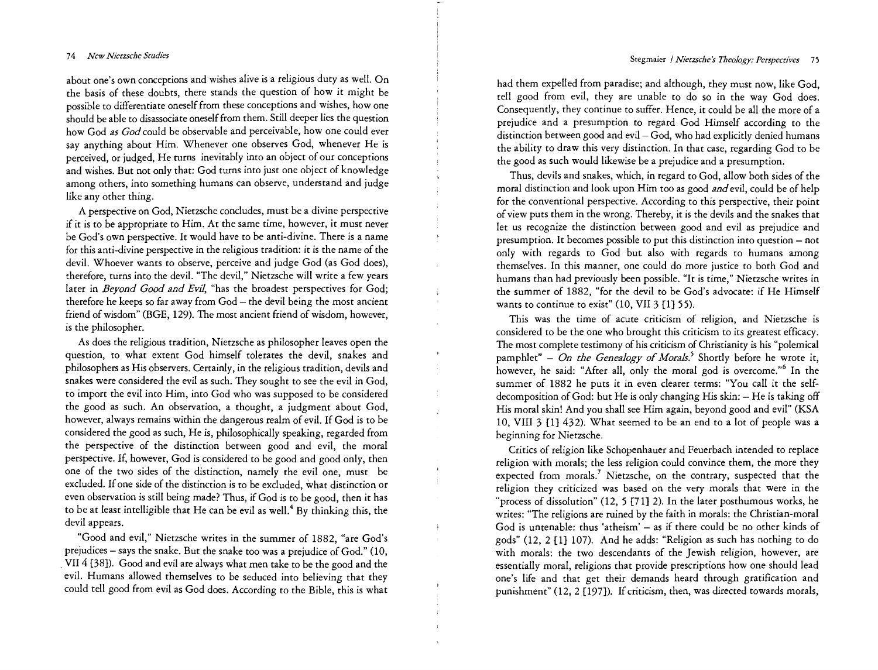about one's own conceptions and wishes alive is a religious duty as well. On the basis of these doubts, there stands the question of how it might be possible to differentiate oneself from these conceptions and wishes, how one should be able to disassociate oneself from them. Still deeper lies the question how God *as God* could be observable and perceivable, how one could ever say anything about Him. Whenever one observes God, whenever He is perceived, or judged, He turns inevitably into an object of our conceptions and wishes. But not only that: God turns into just one object of knowledge among others, into something humans can observe, understand and judge like any other thing.

A perspective on God, Nietzsche concludes, must be a divine perspective if it is to be appropriate to Him. At the same time, however, it must never be God's own perspective. It would have to be anti-divine. There is a name for this anti-divine perspective in the religious tradition: it is the name of the devil. Whoever wants to observe, perceive and judge God (as God does), therefore, turns into the devil. "The devil," Nietzsche will write a few years later in *Beyond Good and Evil*, "has the broadest perspectives for God; therefore he keeps so far away from God – the devil being the most ancient friend of wisdom" (BGE, 129). The most ancient friend of wisdom, however, is the philosopher.

As does the religious tradition, Nietzsche as philosopher leaves open the question, to what extent God himself tolerates the devil, snakes and philosophers as His observers. Certainly, in the religious tradition, devils and snakes were considered the evil as such. They sought to see the evil in God, to import the evil into Him, into God who was supposed to be considered the good as such. An observation, a thought, a judgment about God, however, always remains within the dangerous realm of evil. If God is to be considered the good as such, He is, philosophically speaking, regarded from the perspective of the distinction between good and evil, the moral perspective. If, however, God is considered to be good and good only, then one of the two sides of the distinction, namely the evil one, must be excluded. If one side of the distinction is to be excluded, what distinction or even observation is still being made? Thus, if God is to be good, then it has to be at least intelligible that He can be evil as well.[4] By thinking this, the devil appears.

"Good and evil," Nietzsche writes in the summer of 1882, "are God's prejudices – says the snake. But the snake too was a prejudice of God." (10, VII 4 [38]). Good and evil are always what men take to be the good and the evil. Humans allowed themselves to be seduced into believing that they could tell good from evil as God does. According to the Bible, this is what had them expelled from paradise; and although, they must now, like God, tell good from evil, they are unable to do so in the way God does. Consequently, they continue to suffer. Hence, it could be all the more of a prejudice and a presumption to regard God Himself according to the distinction between good and evil – God, who had explicitly denied humans the ability to draw this very distinction. In that case, regarding God to be the good as such would likewise be a prejudice and a presumption.

Thus, devils and snakes, which, in regard to God, allow both sides of the moral distinction and look upon Him too as good *and* evil, could be of help for the conventional perspective. According to this perspective, their point of view puts them in the wrong. Thereby, it is the devils and the snakes that let us recognize the distinction between good and evil as prejudice and presumption. It becomes possible to put this distinction into question – not only with regards to God but also with regards to humans among themselves. In this manner, one could do more justice to both God and humans than had previously been possible. "It is time," Nietzsche writes in the summer of 1882, "for the devil to be God's advocate: if He Himself wants to continue to exist" (10, VII 3 [1] 55).

This was the time of acute criticism of religion, and Nietzsche is considered to be the one who brought this criticism to its greatest efficacy. The most complete testimony of his criticism of Christianity is his "polemical pamphlet" – *On the Genealogy of Morals*.[5] Shortly before he wrote it, however, he said: "After all, only the moral god is overcome."[6] In the summer of 1882 he puts it in even clearer terms: "You call it the self-decomposition of God: but He is only changing His skin: – He is taking off His moral skin! And you shall see Him again, beyond good and evil" (KSA 10, VIII 3 [1] 432). What seemed to be an end to a lot of people was a beginning for Nietzsche.

Critics of religion like Schopenhauer and Feuerbach intended to replace religion with morals; the less religion could convince them, the more they expected from morals.[7] Nietzsche, on the contrary, suspected that the religion they criticized was based on the very morals that were in the "process of dissolution" (12, 5 [71] 2). In the later posthumous works, he writes: "The religions are ruined by the faith in morals: the Christian-moral God is untenable: thus 'atheism' – as if there could be no other kinds of gods" (12, 2 [1] 107). And he adds: "Religion as such has nothing to do with morals: the two descendants of the Jewish religion, however, are essentially moral, religions that provide prescriptions how one should lead one's life and that get their demands heard through gratification and punishment" (12, 2 [197]). If criticism, then, was directed towards morals,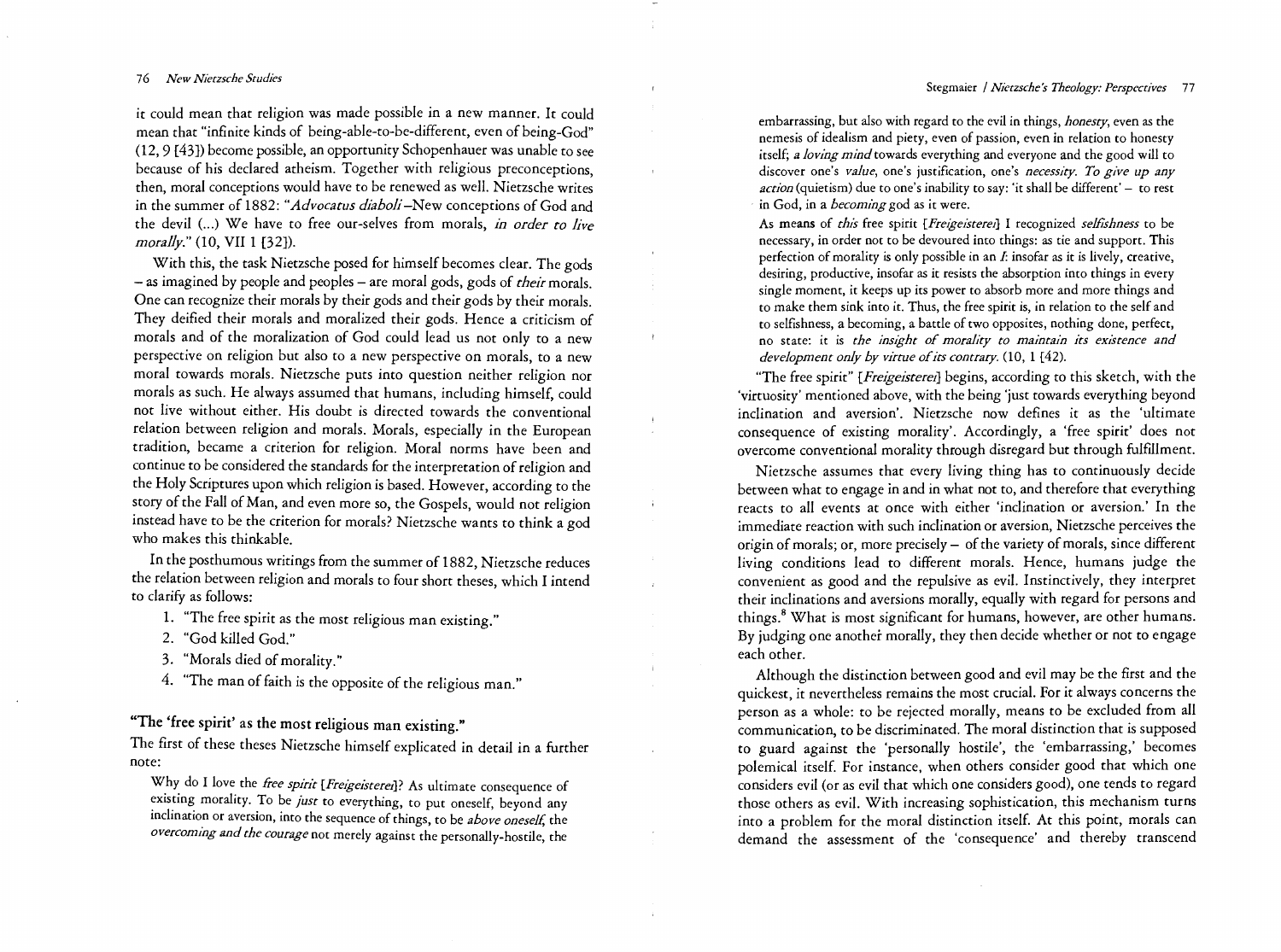it could mean that religion was made possible in a new manner. It could mean that "infinite kinds of being-able-to-be-different, even of being-God" (12, 9 [43]) become possible, an opportunity Schopenhauer was unable to see because of his declared atheism. Together with religious preconceptions, then, moral conceptions would have to be renewed as well. Nietzsche writes in the summer of 1882: "*Advocatus diaboli*–New conceptions of God and the devil (...) We have to free our-selves from morals, *in order to live morally*." (10, VII 1 [32]).

With this, the task Nietzsche posed for himself becomes clear. The gods – as imagined by people and peoples – are moral gods, gods of *their* morals. One can recognize their morals by their gods and their gods by their morals. They deified their morals and moralized their gods. Hence a criticism of morals and of the moralization of God could lead us not only to a new perspective on religion but also to a new perspective on morals, to a new moral towards morals. Nietzsche puts into question neither religion nor morals as such. He always assumed that humans, including himself, could not live without either. His doubt is directed towards the conventional relation between religion and morals. Morals, especially in the European tradition, became a criterion for religion. Moral norms have been and continue to be considered the standards for the interpretation of religion and the Holy Scriptures upon which religion is based. However, according to the story of the Fall of Man, and even more so, the Gospels, would not religion instead have to be the criterion for morals? Nietzsche wants to think a god who makes this thinkable.

In the posthumous writings from the summer of 1882, Nietzsche reduces the relation between religion and morals to four short theses, which I intend to clarify as follows:

1. "The free spirit as the most religious man existing."
2. "God killed God."
3. "Morals died of morality."
4. "The man of faith is the opposite of the religious man."

## "The 'free spirit' as the most religious man existing."

The first of these theses Nietzsche himself explicated in detail in a further note:

> Why do I love the *free spirit* [*Freigeisterei*]? As ultimate consequence of existing morality. To be *just* to everything, to put oneself, beyond any inclination or aversion, into the sequence of things, to be *above oneself*, the *overcoming and the courage* not merely against the personally-hostile, the embarrassing, but also with regard to the evil in things, *honesty*, even as the nemesis of idealism and piety, even of passion, even in relation to honesty itself; *a loving mind* towards everything and everyone and the good will to discover one's *value*, one's justification, one's *necessity*. *To give up any action* (quietism) due to one's inability to say: 'it shall be different' – to rest in God, in a *becoming* god as it were.
>
> As means of *this* free spirit [*Freigeisterei*] I recognized *selfishness* to be necessary, in order not to be devoured into things: as tie and support. This perfection of morality is only possible in an *I*: insofar as it is lively, creative, desiring, productive, insofar as it resists the absorption into things in every single moment, it keeps up its power to absorb more and more things and to make them sink into it. Thus, the free spirit is, in relation to the self and to selfishness, a becoming, a battle of two opposites, nothing done, perfect, no state: it is *the insight of morality to maintain its existence and development only by virtue of its contrary*. (10, 1 [42).

"The free spirit" [*Freigeisterei*] begins, according to this sketch, with the 'virtuosity' mentioned above, with the being 'just towards everything beyond inclination and aversion'. Nietzsche now defines it as the 'ultimate consequence of existing morality'. Accordingly, a 'free spirit' does not overcome conventional morality through disregard but through fulfillment.

Nietzsche assumes that every living thing has to continuously decide between what to engage in and in what not to, and therefore that everything reacts to all events at once with either 'inclination or aversion.' In the immediate reaction with such inclination or aversion, Nietzsche perceives the origin of morals; or, more precisely – of the variety of morals, since different living conditions lead to different morals. Hence, humans judge the convenient as good and the repulsive as evil. Instinctively, they interpret their inclinations and aversions morally, equally with regard for persons and things.[8] What is most significant for humans, however, are other humans. By judging one another morally, they then decide whether or not to engage each other.

Although the distinction between good and evil may be the first and the quickest, it nevertheless remains the most crucial. For it always concerns the person as a whole: to be rejected morally, means to be excluded from all communication, to be discriminated. The moral distinction that is supposed to guard against the 'personally hostile', the 'embarrassing,' becomes polemical itself. For instance, when others consider good that which one considers evil (or as evil that which one considers good), one tends to regard those others as evil. With increasing sophistication, this mechanism turns into a problem for the moral distinction itself. At this point, morals can demand the assessment of the 'consequence' and thereby transcend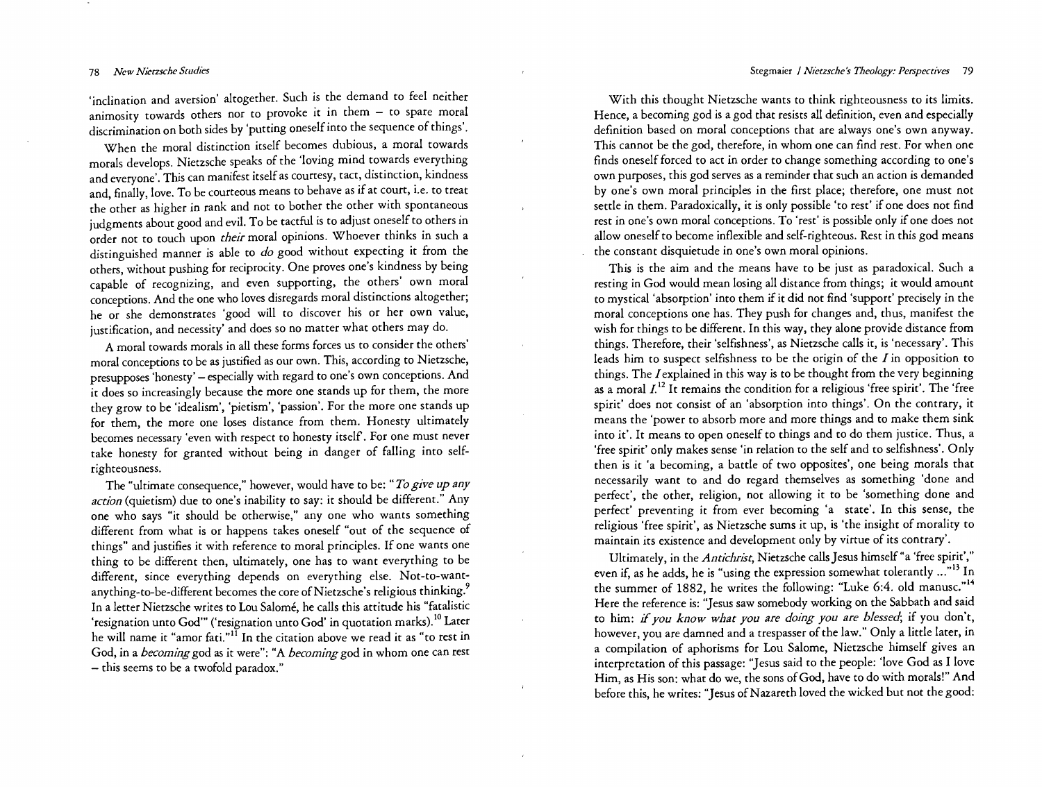'inclination and aversion' altogether. Such is the demand to feel neither animosity towards others nor to provoke it in them – to spare moral discrimination on both sides by 'putting oneself into the sequence of things'.

When the moral distinction itself becomes dubious, a moral towards morals develops. Nietzsche speaks of the 'loving mind towards everything and everyone'. This can manifest itself as courtesy, tact, distinction, kindness and, finally, love. To be courteous means to behave as if at court, i.e. to treat the other as higher in rank and not to bother the other with spontaneous judgments about good and evil. To be tactful is to adjust oneself to others in order not to touch upon *their* moral opinions. Whoever thinks in such a distinguished manner is able to *do* good without expecting it from the others, without pushing for reciprocity. One proves one's kindness by being capable of recognizing, and even supporting, the others' own moral conceptions. And the one who loves disregards moral distinctions altogether; he or she demonstrates 'good will to discover his or her own value, justification, and necessity' and does so no matter what others may do.

A moral towards morals in all these forms forces us to consider the others' moral conceptions to be as justified as our own. This, according to Nietzsche, presupposes 'honesty' – especially with regard to one's own conceptions. And it does so increasingly because the more one stands up for them, the more they grow to be 'idealism', 'pietism', 'passion'. For the more one stands up for them, the more one loses distance from them. Honesty ultimately becomes necessary 'even with respect to honesty itself'. For one must never take honesty for granted without being in danger of falling into self-righteousness.

The "ultimate consequence," however, would have to be: "*To give up any action* (quietism) due to one's inability to say: it should be different." Any one who says "it should be otherwise," any one who wants something different from what is or happens takes oneself "out of the sequence of things" and justifies it with reference to moral principles. If one wants one thing to be different then, ultimately, one has to want everything to be different, since everything depends on everything else. Not-to-want-anything-to-be-different becomes the core of Nietzsche's religious thinking.[9] In a letter Nietzsche writes to Lou Salomé, he calls this attitude his "fatalistic 'resignation unto God'" ('resignation unto God' in quotation marks).[10] Later he will name it "amor fati."[11] In the citation above we read it as "to rest in God, in a *becoming* god as it were": "A *becoming* god in whom one can rest – this seems to be a twofold paradox."

With this thought Nietzsche wants to think righteousness to its limits. Hence, a becoming god is a god that resists all definition, even and especially definition based on moral conceptions that are always one's own anyway. This cannot be the god, therefore, in whom one can find rest. For when one finds oneself forced to act in order to change something according to one's own purposes, this god serves as a reminder that such an action is demanded by one's own moral principles in the first place; therefore, one must not settle in them. Paradoxically, it is only possible 'to rest' if one does not find rest in one's own moral conceptions. To 'rest' is possible only if one does not allow oneself to become inflexible and self-righteous. Rest in this god means the constant disquietude in one's own moral opinions.

This is the aim and the means have to be just as paradoxical. Such a resting in God would mean losing all distance from things; it would amount to mystical 'absorption' into them if it did not find 'support' precisely in the moral conceptions one has. They push for changes and, thus, manifest the wish for things to be different. In this way, they alone provide distance from things. Therefore, their 'selfishness', as Nietzsche calls it, is 'necessary'. This leads him to suspect selfishness to be the origin of the *I* in opposition to things. The *I* explained in this way is to be thought from the very beginning as a moral *I*.[12] It remains the condition for a religious 'free spirit'. The 'free spirit' does not consist of an 'absorption into things'. On the contrary, it means the 'power to absorb more and more things and to make them sink into it'. It means to open oneself to things and to do them justice. Thus, a 'free spirit' only makes sense 'in relation to the self and to selfishness'. Only then is it 'a becoming, a battle of two opposites', one being morals that necessarily want to and do regard themselves as something 'done and perfect', the other, religion, not allowing it to be 'something done and perfect' preventing it from ever becoming 'a state'. In this sense, the religious 'free spirit', as Nietzsche sums it up, is 'the insight of morality to maintain its existence and development only by virtue of its contrary'.

Ultimately, in the *Antichrist*, Nietzsche calls Jesus himself "a 'free spirit'," even if, as he adds, he is "using the expression somewhat tolerantly ..."[13] In the summer of 1882, he writes the following: "Luke 6:4. old manusc."[14] Here the reference is: "Jesus saw somebody working on the Sabbath and said to him: *if you know what you are doing you are blessed*; if you don't, however, you are damned and a trespasser of the law." Only a little later, in a compilation of aphorisms for Lou Salome, Nietzsche himself gives an interpretation of this passage: "Jesus said to the people: 'love God as I love Him, as His son: what do we, the sons of God, have to do with morals!" And before this, he writes: "Jesus of Nazareth loved the wicked but not the good: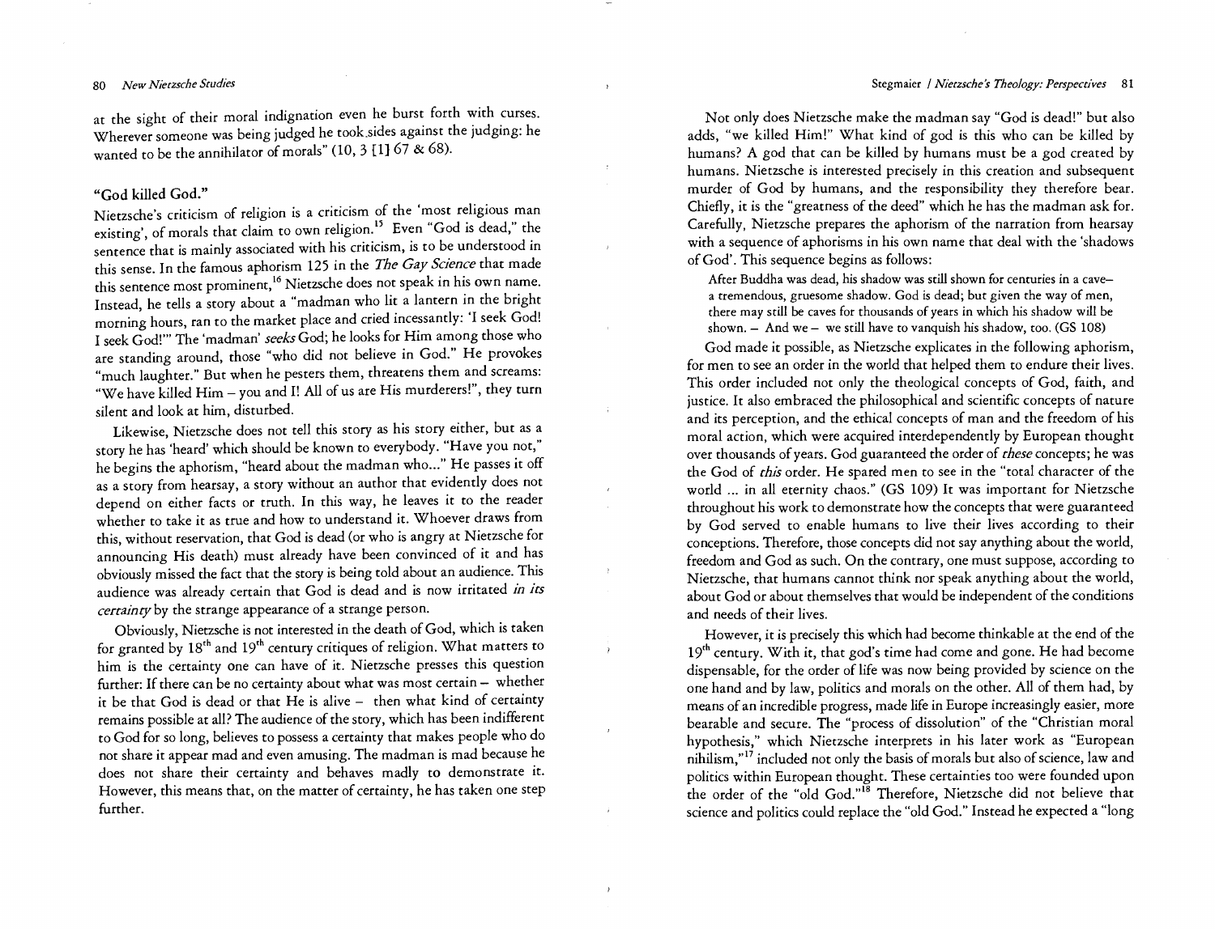at the sight of their moral indignation even he burst forth with curses. Wherever someone was being judged he took sides against the judging: he wanted to be the annihilator of morals" (10, 3 [1] 67 & 68).

### "God killed God."

Nietzsche's criticism of religion is a criticism of the 'most religious man existing', of morals that claim to own religion.[15] Even "God is dead," the sentence that is mainly associated with his criticism, is to be understood in this sense. In the famous aphorism 125 in the *The Gay Science* that made this sentence most prominent,[16] Nietzsche does not speak in his own name. Instead, he tells a story about a "madman who lit a lantern in the bright morning hours, ran to the market place and cried incessantly: 'I seek God! I seek God!'" The 'madman' *seeks* God; he looks for Him among those who are standing around, those "who did not believe in God." He provokes "much laughter." But when he pesters them, threatens them and screams: "We have killed Him – you and I! All of us are His murderers!", they turn silent and look at him, disturbed.

Likewise, Nietzsche does not tell this story as his story either, but as a story he has 'heard' which should be known to everybody. "Have you not," he begins the aphorism, "heard about the madman who..." He passes it off as a story from hearsay, a story without an author that evidently does not depend on either facts or truth. In this way, he leaves it to the reader whether to take it as true and how to understand it. Whoever draws from this, without reservation, that God is dead (or who is angry at Nietzsche for announcing His death) must already have been convinced of it and has obviously missed the fact that the story is being told about an audience. This audience was already certain that God is dead and is now irritated *in its certainty* by the strange appearance of a strange person.

Obviously, Nietzsche is not interested in the death of God, which is taken for granted by 18[th] and 19[th] century critiques of religion. What matters to him is the certainty one can have of it. Nietzsche presses this question further: If there can be no certainty about what was most certain – whether it be that God is dead or that He is alive – then what kind of certainty remains possible at all? The audience of the story, which has been indifferent to God for so long, believes to possess a certainty that makes people who do not share it appear mad and even amusing. The madman is mad because he does not share their certainty and behaves madly to demonstrate it. However, this means that, on the matter of certainty, he has taken one step further.

Not only does Nietzsche make the madman say "God is dead!" but also adds, "we killed Him!" What kind of god is this who can be killed by humans? A god that can be killed by humans must be a god created by humans. Nietzsche is interested precisely in this creation and subsequent murder of God by humans, and the responsibility they therefore bear. Chiefly, it is the "greatness of the deed" which he has the madman ask for. Carefully, Nietzsche prepares the aphorism of the narration from hearsay with a sequence of aphorisms in his own name that deal with the 'shadows of God'. This sequence begins as follows:

> After Buddha was dead, his shadow was still shown for centuries in a cave– a tremendous, gruesome shadow. God is dead; but given the way of men, there may still be caves for thousands of years in which his shadow will be shown. – And we – we still have to vanquish his shadow, too. (GS 108)

God made it possible, as Nietzsche explicates in the following aphorism, for men to see an order in the world that helped them to endure their lives. This order included not only the theological concepts of God, faith, and justice. It also embraced the philosophical and scientific concepts of nature and its perception, and the ethical concepts of man and the freedom of his moral action, which were acquired interdependently by European thought over thousands of years. God guaranteed the order of *these* concepts; he was the God of *this* order. He spared men to see in the "total character of the world ... in all eternity chaos." (GS 109) It was important for Nietzsche throughout his work to demonstrate how the concepts that were guaranteed by God served to enable humans to live their lives according to their conceptions. Therefore, those concepts did not say anything about the world, freedom and God as such. On the contrary, one must suppose, according to Nietzsche, that humans cannot think nor speak anything about the world, about God or about themselves that would be independent of the conditions and needs of their lives.

However, it is precisely this which had become thinkable at the end of the 19[th] century. With it, that god's time had come and gone. He had become dispensable, for the order of life was now being provided by science on the one hand and by law, politics and morals on the other. All of them had, by means of an incredible progress, made life in Europe increasingly easier, more bearable and secure. The "process of dissolution" of the "Christian moral hypothesis," which Nietzsche interprets in his later work as "European nihilism,"[17] included not only the basis of morals but also of science, law and politics within European thought. These certainties too were founded upon the order of the "old God."[18] Therefore, Nietzsche did not believe that science and politics could replace the "old God." Instead he expected a "long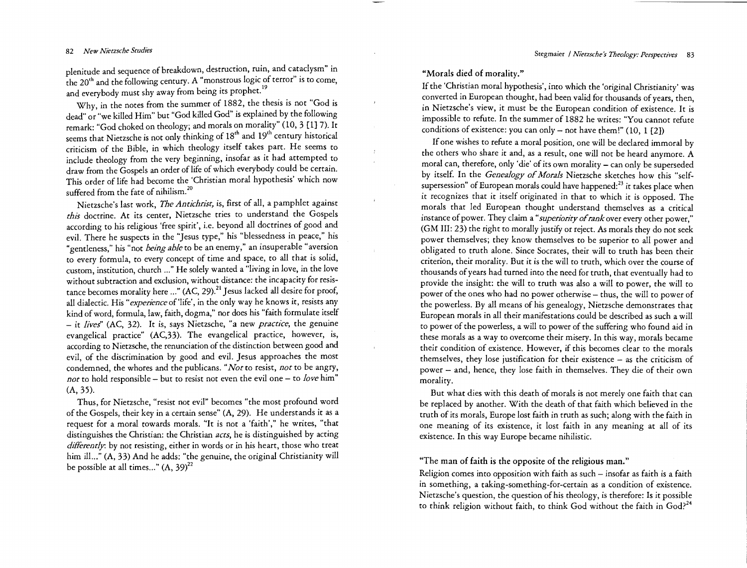plenitude and sequence of breakdown, destruction, ruin, and cataclysm" in the 20th and the following century. A "monstrous logic of terror" is to come, and everybody must shy away from being its prophet.[19]

Why, in the notes from the summer of 1882, the thesis is not "God is dead" or "we killed Him" but "God killed God" is explained by the following remark: "God choked on theology; and morals on morality" (10, 3 [1] 7). It seems that Nietzsche is not only thinking of 18th and 19th century historical criticism of the Bible, in which theology itself takes part. He seems to include theology from the very beginning, insofar as it had attempted to draw from the Gospels an order of life of which everybody could be certain. This order of life had become the 'Christian moral hypothesis' which now suffered from the fate of nihilism.[20]

Nietzsche's last work, *The Antichrist,* is, first of all, a pamphlet against *this* doctrine. At its center, Nietzsche tries to understand the Gospels according to his religious 'free spirit', i.e. beyond all doctrines of good and evil. There he suspects in the "Jesus type," his "blessedness in peace," his "gentleness," his "not *being able* to be an enemy," an insuperable "aversion to every formula, to every concept of time and space, to all that is solid, custom, institution, church ..." He solely wanted a "living in love, in the love without subtraction and exclusion, without distance: the incapacity for resistance becomes morality here ..." (AC, 29).[21] Jesus lacked all desire for proof, all dialectic. His "*experience* of 'life', in the only way he knows it, resists any kind of word, formula, law, faith, dogma," nor does his "faith formulate itself – it *lives*" (AC, 32). It is, says Nietzsche, "a new *practice*, the genuine evangelical practice" (AC,33). The evangelical practice, however, is, according to Nietzsche, the renunciation of the distinction between good and evil, of the discrimination by good and evil. Jesus approaches the most condemned, the whores and the publicans. "*Not* to resist, *not* to be angry, *not* to hold responsible – but to resist not even the evil one – to *love* him" (A, 35).

Thus, for Nietzsche, "resist not evil" becomes "the most profound word of the Gospels, their key in a certain sense" (A, 29). He understands it as a request for a moral towards morals. "It is not a 'faith'," he writes, "that distinguishes the Christian: the Christian *acts*, he is distinguished by acting *differently*: by not resisting, either in words or in his heart, those who treat him ill..." (A, 33) And he adds: "the genuine, the original Christianity will be possible at all times..." (A, 39)[22]

## "Morals died of morality."

If the 'Christian moral hypothesis', into which the 'original Christianity' was converted in European thought, had been valid for thousands of years, then, in Nietzsche's view, it must be the European condition of existence. It is impossible to refute. In the summer of 1882 he writes: "You cannot refute conditions of existence: you can only – not have them!" (10, 1 [2])

If one wishes to refute a moral position, one will be declared immoral by the others who share it and, as a result, one will not be heard anymore. A moral can, therefore, only 'die' of its own morality – can only be superseded by itself. In the *Genealogy of Morals* Nietzsche sketches how this "self-supersession" of European morals could have happened:[23] it takes place when it recognizes that it itself originated in that to which it is opposed. The morals that led European thought understand themselves as a critical instance of power. They claim a "*superiority of rank* over every other power," (GM III: 23) the right to morally justify or reject. As morals they do not seek power themselves; they know themselves to be superior to all power and obligated to truth alone. Since Socrates, their will to truth has been their criterion, their morality. But it is the will to truth, which over the course of thousands of years had turned into the need for truth, that eventually had to provide the insight: the will to truth was also a will to power, the will to power of the ones who had no power otherwise – thus, the will to power of the powerless. By all means of his genealogy, Nietzsche demonstrates that European morals in all their manifestations could be described as such a will to power of the powerless, a will to power of the suffering who found aid in these morals as a way to overcome their misery. In this way, morals became their condition of existence. However, if this becomes clear to the morals themselves, they lose justification for their existence – as the criticism of power – and, hence, they lose faith in themselves. They die of their own morality.

But what dies with this death of morals is not merely one faith that can be replaced by another. With the death of that faith which believed in the truth of its morals, Europe lost faith in truth as such; along with the faith in one meaning of its existence, it lost faith in any meaning at all of its existence. In this way Europe became nihilistic.

## "The man of faith is the opposite of the religious man."

Religion comes into opposition with faith as such – insofar as faith is a faith in something, a taking-something-for-certain as a condition of existence. Nietzsche's question, the question of his theology, is therefore: Is it possible to think religion without faith, to think God without the faith in God?[24]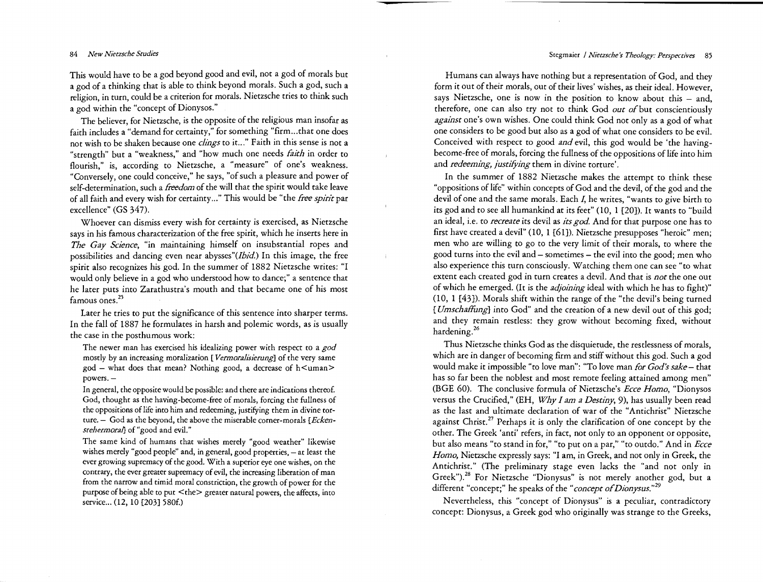This would have to be a god beyond good and evil, not a god of morals but a god of a thinking that is able to think beyond morals. Such a god, such a religion, in turn, could be a criterion for morals. Nietzsche tries to think such a god within the "concept of Dionysos."

The believer, for Nietzsche, is the opposite of the religious man insofar as faith includes a "demand for certainty," for something "firm...that one does not wish to be shaken because one *clings* to it..." Faith in this sense is not a "strength" but a "weakness," and "how much one needs *faith* in order to flourish," is, according to Nietzsche, a "measure" of one's weakness. "Conversely, one could conceive," he says, "of such a pleasure and power of self-determination, such a *freedom* of the will that the spirit would take leave of all faith and every wish for certainty..." This would be "the *free spirit* par excellence" (GS 347).

Whoever can dismiss every wish for certainty is exercised, as Nietzsche says in his famous characterization of the free spirit, which he inserts here in *The Gay Science*, "in maintaining himself on insubstantial ropes and possibilities and dancing even near abysses"(*Ibid.*) In this image, the free spirit also recognizes his god. In the summer of 1882 Nietzsche writes: "I would only believe in a god who understood how to dance;" a sentence that he later puts into Zarathustra's mouth and that became one of his most famous ones.[25]

Later he tries to put the significance of this sentence into sharper terms. In the fall of 1887 he formulates in harsh and polemic words, as is usually the case in the posthumous work:

> The newer man has exercised his idealizing power with respect to a *god* mostly by an increasing moralization [ *Vermoralisierung*] of the very same god – what does that mean? Nothing good, a decrease of h<uman> powers. –
>
> In general, the opposite would be possible: and there are indications thereof. God, thought as the having-become-free of morals, forcing the fullness of the oppositions of life into him and redeeming, justifying them in divine torture. – God as the beyond, the above the miserable corner-morals [*Eckenstehermoral*] of "good and evil."
>
> The same kind of humans that wishes merely "good weather" likewise wishes merely "good people" and, in general, good properties, – at least the ever growing supremacy of the good. With a superior eye one wishes, on the contrary, the ever greater supremacy of evil, the increasing liberation of man from the narrow and timid moral constriction, the growth of power for the purpose of being able to put <the> greater natural powers, the affects, into service... (12, 10 [203] 580f.)

Humans can always have nothing but a representation of God, and they form it out of their morals, out of their lives' wishes, as their ideal. However, says Nietzsche, one is now in the position to know about this – and, therefore, one can also try not to think God *out of* but conscientiously *against* one's own wishes. One could think God not only as a god of what one considers to be good but also as a god of what one considers to be evil. Conceived with respect to good *and* evil, this god would be 'the having-become-free of morals, forcing the fullness of the oppositions of life into him and *redeeming, justifying* them in divine torture'.

In the summer of 1882 Nietzsche makes the attempt to think these "oppositions of life" within concepts of God and the devil, of the god and the devil of one and the same morals. Each *I*, he writes, "wants to give birth to its god and to see all humankind at its feet" (10, 1 [20]). It wants to "build an ideal, i.e. to *recreate* its devil as *its god*. And for that purpose one has to first have created a devil" (10, 1 [61]). Nietzsche presupposes "heroic" men; men who are willing to go to the very limit of their morals, to where the good turns into the evil and – sometimes – the evil into the good; men who also experience this turn consciously. Watching them one can see "to what extent each created god in turn creates a devil. And that is *not* the one out of which he emerged. (It is the *adjoining* ideal with which he has to fight)" (10, 1 [43]). Morals shift within the range of the "the devil's being turned [*Umschaffung*] into God" and the creation of a new devil out of this god; and they remain restless: they grow without becoming fixed, without hardening.[26]

Thus Nietzsche thinks God as the disquietude, the restlessness of morals, which are in danger of becoming firm and stiff without this god. Such a god would make it impossible "to love man": "To love man *for God's sake* – that has so far been the noblest and most remote feeling attained among men" (BGE 60). The conclusive formula of Nietzsche's *Ecce Homo*, "Dionysos versus the Crucified," (EH, *Why I am a Destiny*, 9), has usually been read as the last and ultimate declaration of war of the "Antichrist" Nietzsche against Christ.[27] Perhaps it is only the clarification of one concept by the other. The Greek 'anti' refers, in fact, not only to an opponent or opposite, but also means "to stand in for," "to put on a par," "to outdo." And in *Ecce Homo*, Nietzsche expressly says: "I am, in Greek, and not only in Greek, the Antichrist." (The preliminary stage even lacks the "and not only in Greek").[28] For Nietzsche "Dionysus" is not merely another god, but a different "concept;" he speaks of the "*concept of Dionysus*."[29]

Nevertheless, this "concept of Dionysus" is a peculiar, contradictory concept: Dionysus, a Greek god who originally was strange to the Greeks,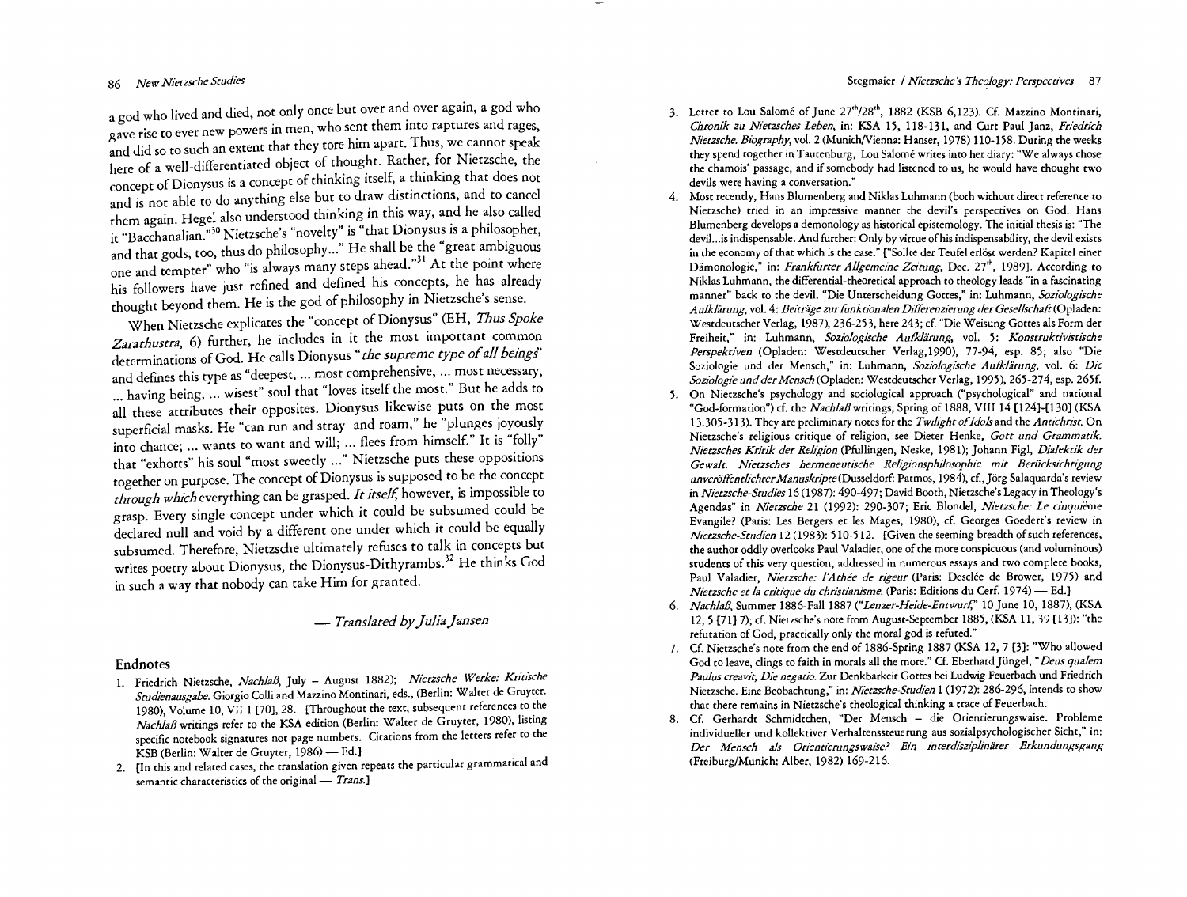a god who lived and died, not only once but over and over again, a god who gave rise to ever new powers in men, who sent them into raptures and rages, and did so to such an extent that they tore him apart. Thus, we cannot speak here of a well-differentiated object of thought. Rather, for Nietzsche, the concept of Dionysus is a concept of thinking itself, a thinking that does not and is not able to do anything else but to draw distinctions, and to cancel them again. Hegel also understood thinking in this way, and he also called it "Bacchanalian."[30] Nietzsche's "novelty" is "that Dionysus is a philosopher, and that gods, too, thus do philosophy..." He shall be the "great ambiguous one and tempter" who "is always many steps ahead."[31] At the point where his followers have just refined and defined his concepts, he has already thought beyond them. He is the god of philosophy in Nietzsche's sense.

When Nietzsche explicates the "concept of Dionysus" (EH, *Thus Spoke Zarathustra*, 6) further, he includes in it the most important common determinations of God. He calls Dionysus "*the supreme type of all beings*" and defines this type as "deepest, ... most comprehensive, ... most necessary, ... having being, ... wisest" soul that "loves itself the most." But he adds to all these attributes their opposites. Dionysus likewise puts on the most superficial masks. He "can run and stray and roam," he "plunges joyously into chance; ... wants to want and will; ... flees from himself." It is "folly" that "exhorts" his soul "most sweetly ..." Nietzsche puts these oppositions together on purpose. The concept of Dionysus is supposed to be the concept *through which* everything can be grasped. *It itself*, however, is impossible to grasp. Every single concept under which it could be subsumed could be declared null and void by a different one under which it could be equally subsumed. Therefore, Nietzsche ultimately refuses to talk in concepts but writes poetry about Dionysus, the Dionysus-Dithyrambs.[32] He thinks God in such a way that nobody can take Him for granted.

*— Translated by Julia Jansen*

## Endnotes

1. Friedrich Nietzsche, *Nachlaß*, July – August 1882); *Nietzsche Werke: Kritische Studienausgabe*. Giorgio Colli and Mazzino Montinari, eds., (Berlin: Walter de Gruyter. 1980), Volume 10, VII 1 [70], 28. [Throughout the text, subsequent references to the *Nachlaß* writings refer to the KSA edition (Berlin: Walter de Gruyter, 1980), listing specific notebook signatures not page numbers. Citations from the letters refer to the KSB (Berlin: Walter de Gruyter, 1986) — Ed.]
2. [In this and related cases, the translation given repeats the particular grammatical and semantic characteristics of the original — *Trans.*]
3. Letter to Lou Salomé of June 27th/28th, 1882 (KSB 6,123). Cf. Mazzino Montinari, *Chronik zu Nietzsches Leben*, in: KSA 15, 118-131, and Curt Paul Janz, *Friedrich Nietzsche. Biography*, vol. 2 (Munich/Vienna: Hanser, 1978) 110-158. During the weeks they spend together in Tautenburg, Lou Salomé writes into her diary: "We always chose the chamois' passage, and if somebody had listened to us, he would have thought two devils were having a conversation."
4. Most recently, Hans Blumenberg and Niklas Luhmann (both without direct reference to Nietzsche) tried in an impressive manner the devil's perspectives on God. Hans Blumenberg develops a demonology as historical epistemology. The initial thesis is: "The devil...is indispensable. And further: Only by virtue of his indispensability, the devil exists in the economy of that which is the case." ["Sollte der Teufel erlöst werden? Kapitel einer Dämonologie," in: *Frankfurter Allgemeine Zeitung*, Dec. 27th, 1989]. According to Niklas Luhmann, the differential-theoretical approach to theology leads "in a fascinating manner" back to the devil. "Die Unterscheidung Gottes," in: Luhmann, *Soziologische Aufklärung*, vol. 4: *Beiträge zur funktionalen Differenzierung der Gesellschaft* (Opladen: Westdeutscher Verlag, 1987), 236-253, here 243; cf. "Die Weisung Gottes als Form der Freiheit," in: Luhmann, *Soziologische Aufklärung*, vol. 5: *Konstruktivistische Perspektiven* (Opladen: Westdeutscher Verlag,1990), 77-94, esp. 85; also "Die Soziologie und der Mensch," in: Luhmann, *Soziologische Aufklärung*, vol. 6: *Die Soziologie und der Mensch* (Opladen: Westdeutscher Verlag, 1995), 265-274, esp. 265f.
5. On Nietzsche's psychology and sociological approach ("psychological" and national "God-formation") cf. the *Nachlaß* writings, Spring of 1888, VIII 14 [124]-[130] (KSA 13.305-313). They are preliminary notes for the *Twilight of Idols* and the *Antichrist*. On Nietzsche's religious critique of religion, see Dieter Henke, *Gott und Grammatik. Nietzsches Kritik der Religion* (Pfullingen, Neske, 1981); Johann Figl, *Dialektik der Gewalt. Nietzsches hermeneutische Religionsphilosophie mit Berücksichtigung unveröffentlichter Manuskripte* (Dusseldorf: Patmos, 1984), cf., Jörg Salaquarda's review in *Nietzsche-Studies* 16 (1987): 490-497; David Booth, Nietzsche's Legacy in Theology's Agendas" in *Nietzsche* 21 (1992): 290-307; Eric Blondel, *Nietzsche: Le cinquième Evangile?* (Paris: Les Bergers et les Mages, 1980), cf. Georges Goedert's review in *Nietzsche-Studien* 12 (1983): 510-512. [Given the seeming breadth of such references, the author oddly overlooks Paul Valadier, one of the more conspicuous (and voluminous) students of this very question, addressed in numerous essays and two complete books, Paul Valadier, *Nietzsche: l'Athée de rigeur* (Paris: Desclée de Brower, 1975) and *Nietzsche et la critique du christianisme*. (Paris: Editions du Cerf. 1974) — Ed.]
6. *Nachlaß*, Summer 1886-Fall 1887 (*"Lenzer-Heide-Entwurf,"* 10 June 10, 1887), (KSA 12, 5 [71] 7); cf. Nietzsche's note from August-September 1885, (KSA 11, 39 [13]): "the refutation of God, practically only the moral god is refuted."
7. Cf. Nietzsche's note from the end of 1886-Spring 1887 (KSA 12, 7 [3]: "Who allowed God to leave, clings to faith in morals all the more." Cf. Eberhard Jüngel, "*Deus qualem Paulus creavit, Die negatio*. Zur Denkbarkeit Gottes bei Ludwig Feuerbach und Friedrich Nietzsche. Eine Beobachtung," in: *Nietzsche-Studien* 1 (1972): 286-296, intends to show that there remains in Nietzsche's theological thinking a trace of Feuerbach.
8. Cf. Gerhardt Schmidtchen, "Der Mensch – die Orientierungswaise. Probleme individueller und kollektiver Verhaltenssteuerung aus sozialpsychologischer Sicht," in: *Der Mensch als Orientierungswaise? Ein interdisziplinärer Erkundungsgang* (Freiburg/Munich: Alber, 1982) 169-216.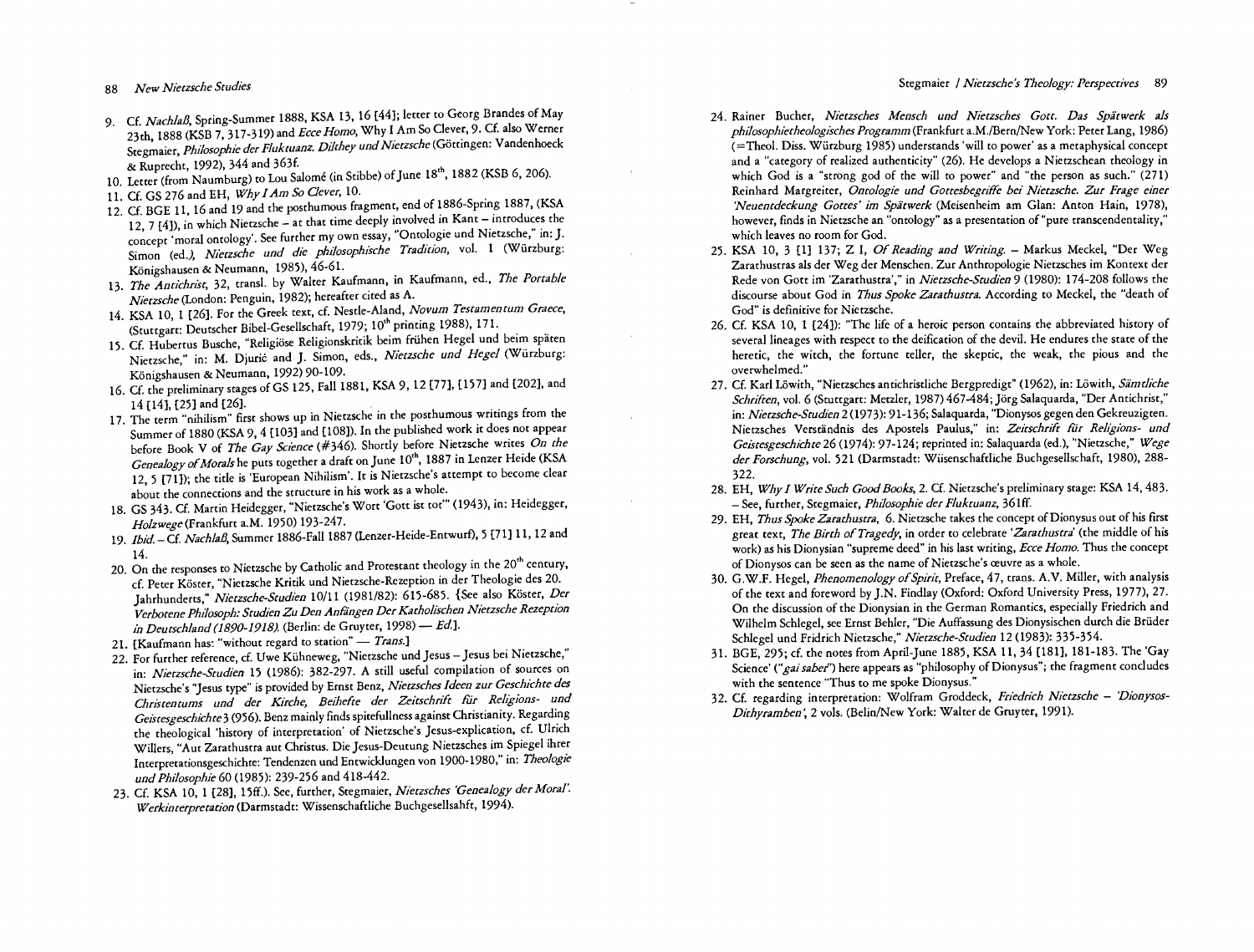9. Cf. *Nachlaß*, Spring-Summer 1888, KSA 13, 16 [44]; letter to Georg Brandes of May 23th, 1888 (KSB 7, 317-319) and *Ecce Homo*, Why I Am So Clever, 9. Cf. also Werner Stegmaier, *Philosophie der Fluktuanz. Dilthey und Nietzsche* (Göttingen: Vandenhoeck & Ruprecht, 1992), 344 and 363f.
10. Letter (from Naumburg) to Lou Salomé (in Stibbe) of June 18th, 1882 (KSB 6, 206).
11. Cf. GS 276 and EH, *Why I Am So Clever*, 10.
12. Cf. BGE 11, 16 and 19 and the posthumous fragment, end of 1886-Spring 1887, (KSA 12, 7 [4]), in which Nietzsche – at that time deeply involved in Kant – introduces the concept 'moral ontology'. See further my own essay, "Ontologie und Nietzsche," in: J. Simon (ed.), *Nietzsche und die philosophische Tradition*, vol. I (Würzburg: Königshausen & Neumann, 1985), 46-61.
13. *The Antichrist*, 32, transl. by Walter Kaufmann, in Kaufmann, ed., *The Portable Nietzsche* (London: Penguin, 1982); hereafter cited as A.
14. KSA 10, 1 [26]. For the Greek text, cf. Nestle-Aland, *Novum Testamentum Graece*, (Stuttgart: Deutscher Bibel-Gesellschaft, 1979; 10th printing 1988), 171.
15. Cf. Hubertus Busche, "Religiöse Religionskritik beim frühen Hegel und beim späten Nietzsche," in: M. Djurić and J. Simon, eds., *Nietzsche und Hegel* (Würzburg: Königshausen & Neumann, 1992) 90-109.
16. Cf. the preliminary stages of GS 125, Fall 1881, KSA 9, 12 [77], [157] and [202], and 14 [14], [25] and [26].
17. The term "nihilism" first shows up in Nietzsche in the posthumous writings from the Summer of 1880 (KSA 9, 4 [103] and [108]). In the published work it does not appear before Book V of *The Gay Science* (#346). Shortly before Nietzsche writes *On the Genealogy of Morals* he puts together a draft on June 10th, 1887 in Lenzer Heide (KSA 12, 5 [71]); the title is 'European Nihilism'. It is Nietzsche's attempt to become clear about the connections and the structure in his work as a whole.
18. GS 343. Cf. Martin Heidegger, "Nietzsche's Wort 'Gott ist tot'" (1943), in: Heidegger, *Holzwege* (Frankfurt a.M. 1950) 193-247.
19. *Ibid.* – Cf. *Nachlaß*, Summer 1886-Fall 1887 (Lenzer-Heide-Entwurf), 5 [71] 11, 12 and 14.
20. On the responses to Nietzsche by Catholic and Protestant theology in the 20th century, cf. Peter Köster, "Nietzsche Kritik und Nietzsche-Rezeption in der Theologie des 20. Jahrhunderts," *Nietzsche-Studien* 10/11 (1981/82): 615-685. {See also Köster, *Der Verbotene Philosoph: Studien Zu Den Anfängen Der Katholischen Nietzsche Rezeption in Deutschland (1890-1918)*. (Berlin: de Gruyter, 1998) — *Ed.*].
21. [Kaufmann has: "without regard to station" — *Trans.*]
22. For further reference, cf. Uwe Kühneweg, "Nietzsche und Jesus – Jesus bei Nietzsche," in: *Nietzsche-Studien* 15 (1986): 382-297. A still useful compilation of sources on Nietzsche's "Jesus type" is provided by Ernst Benz, *Nietzsches Ideen zur Geschichte des Christentums und der Kirche, Beihefte der Zeitschrift für Religions- und Geistesgeschichte* 3 (956). Benz mainly finds spitefullness against Christianity. Regarding the theological 'history of interpretation' of Nietzsche's Jesus-explication, cf. Ulrich Willers, "Aut Zarathustra aut Christus. Die Jesus-Deutung Nietzsches im Spiegel ihrer Interpretationsgeschichte: Tendenzen und Entwicklungen von 1900-1980," in: *Theologie und Philosophie* 60 (1985): 239-256 and 418-442.
23. Cf. KSA 10, 1 [28], 15ff.). See, further, Stegmaier, *Nietzsches 'Genealogy der Moral'. Werkinterpretation* (Darmstadt: Wissenschaftliche Buchgesellsahft, 1994).
24. Rainer Bucher, *Nietzsches Mensch und Nietzsches Gott. Das Spätwerk als philosophietheologisches Programm* (Frankfurt a.M./Bern/New York: Peter Lang, 1986) (=Theol. Diss. Würzburg 1985) understands 'will to power' as a metaphysical concept and a "category of realized authenticity" (26). He develops a Nietzschean theology in which God is a "strong god of the will to power" and "the person as such." (271) Reinhard Margreiter, *Ontologie und Gottesbegriffe bei Nietzsche. Zur Frage einer 'Neuentdeckung Gottes' im Spätwerk* (Meisenheim am Glan: Anton Hain, 1978), however, finds in Nietzsche an "ontology" as a presentation of "pure transcendentality," which leaves no room for God.
25. KSA 10, 3 [1] 137; Z I, *Of Reading and Writing*. – Markus Meckel, "Der Weg Zarathustras als der Weg der Menschen. Zur Anthropologie Nietzsches im Kontext der Rede von Gott im 'Zarathustra'," in *Nietzsche-Studien* 9 (1980): 174-208 follows the discourse about God in *Thus Spoke Zarathustra*. According to Meckel, the "death of God" is definitive for Nietzsche.
26. Cf. KSA 10, 1 [24]): "The life of a heroic person contains the abbreviated history of several lineages with respect to the deification of the devil. He endures the state of the heretic, the witch, the fortune teller, the skeptic, the weak, the pious and the overwhelmed."
27. Cf. Karl Löwith, "Nietzsches antichristliche Bergpredigt" (1962), in: Löwith, *Sämtliche Schriften*, vol. 6 (Stuttgart: Metzler, 1987) 467-484; Jörg Salaquarda, "Der Antichrist," in: *Nietzsche-Studien* 2 (1973): 91-136; Salaquarda, "Dionysos gegen den Gekreuzigten. Nietzsches Verständnis des Apostels Paulus," in: *Zeitschrift für Religions- und Geistesgeschichte* 26 (1974): 97-124; reprinted in: Salaquarda (ed.), "Nietzsche," *Wege der Forschung*, vol. 521 (Darmstadt: Wiisenschaftliche Buchgesellschaft, 1980), 288-322.
28. EH, *Why I Write Such Good Books*, 2. Cf. Nietzsche's preliminary stage: KSA 14, 483. – See, further, Stegmaier, *Philosophie der Fluktuanz*, 361ff.
29. EH, *Thus Spoke Zarathustra*, 6. Nietzsche takes the concept of Dionysus out of his first great text, *The Birth of Tragedy*, in order to celebrate '*Zarathustra*' (the middle of his work) as his Dionysian "supreme deed" in his last writing, *Ecce Homo*. Thus the concept of Dionysos can be seen as the name of Nietzsche's œuvre as a whole.
30. G.W.F. Hegel, *Phenomenology of Spirit*, Preface, 47, trans. A.V. Miller, with analysis of the text and foreword by J.N. Findlay (Oxford: Oxford University Press, 1977), 27. On the discussion of the Dionysian in the German Romantics, especially Friedrich and Wilhelm Schlegel, see Ernst Behler, "Die Auffassung des Dionysischen durch die Brüder Schlegel und Fridrich Nietzsche," *Nietzsche-Studien* 12 (1983): 335-354.
31. BGE, 295; cf. the notes from April-June 1885, KSA 11, 34 [181], 181-183. The 'Gay Science' ("*gai saber*") here appears as "philosophy of Dionysus"; the fragment concludes with the sentence "Thus to me spoke Dionysus."
32. Cf. regarding interpretation: Wolfram Groddeck, *Friedrich Nietzsche – 'Dionysos-Dithyramben'*, 2 vols. (Belin/New York: Walter de Gruyter, 1991).